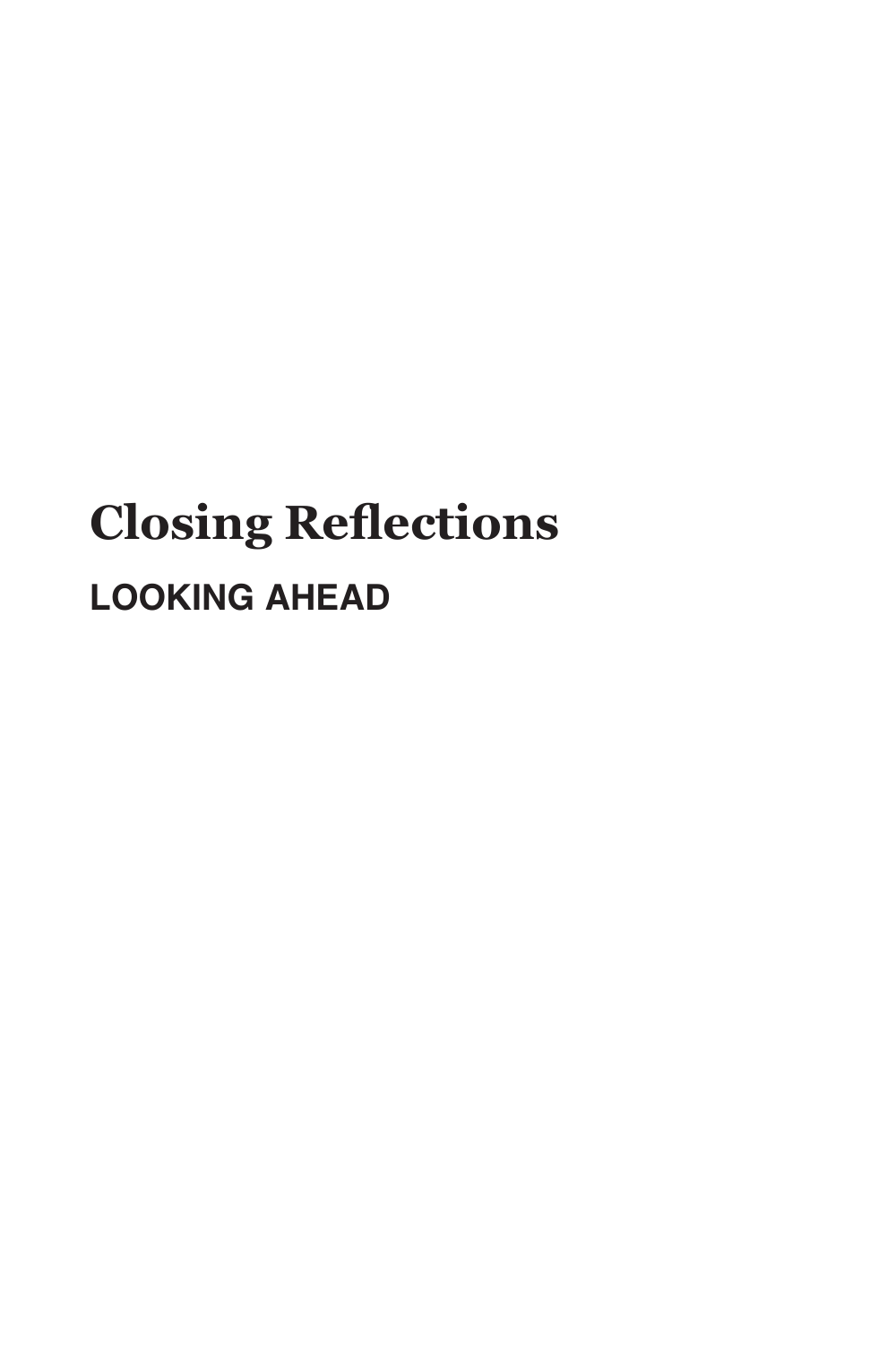# Closing Reflections

## LOOKING AHEAD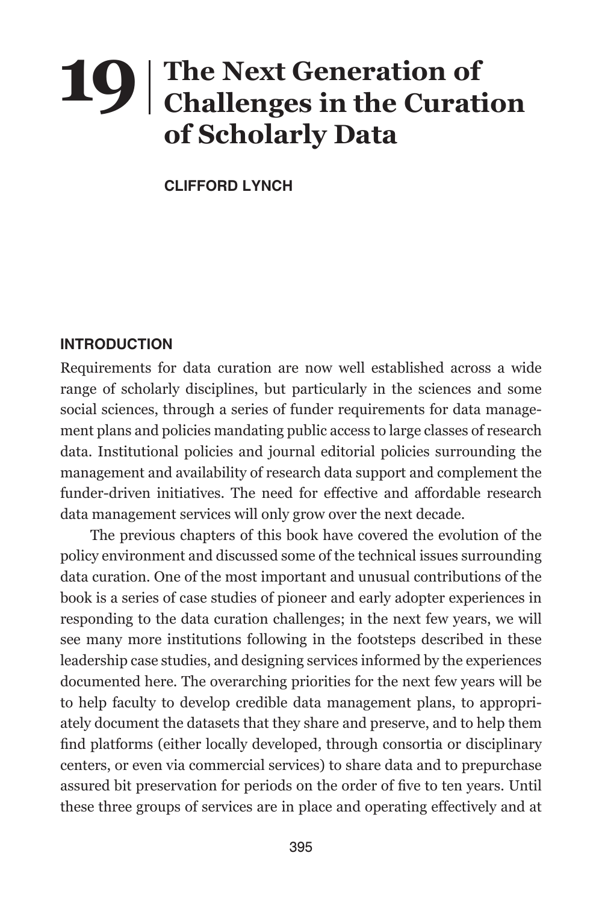# 19 The Next Generation of Challenges in the Curation of Scholarly Data

**CLIFFORD LYNCH**

## INTRODUCTION

Requirements for data curation are now well established across a wide range of scholarly disciplines, but particularly in the sciences and some social sciences, through a series of funder requirements for data management plans and policies mandating public access to large classes of research data. Institutional policies and journal editorial policies surrounding the management and availability of research data support and complement the funder-driven initiatives. The need for effective and affordable research data management services will only grow over the next decade.

The previous chapters of this book have covered the evolution of the policy environment and discussed some of the technical issues surrounding data curation. One of the most important and unusual contributions of the book is a series of case studies of pioneer and early adopter experiences in responding to the data curation challenges; in the next few years, we will see many more institutions following in the footsteps described in these leadership case studies, and designing services informed by the experiences documented here. The overarching priorities for the next few years will be to help faculty to develop credible data management plans, to appropriately document the datasets that they share and preserve, and to help them find platforms (either locally developed, through consortia or disciplinary centers, or even via commercial services) to share data and to prepurchase assured bit preservation for periods on the order of five to ten years. Until these three groups of services are in place and operating effectively and at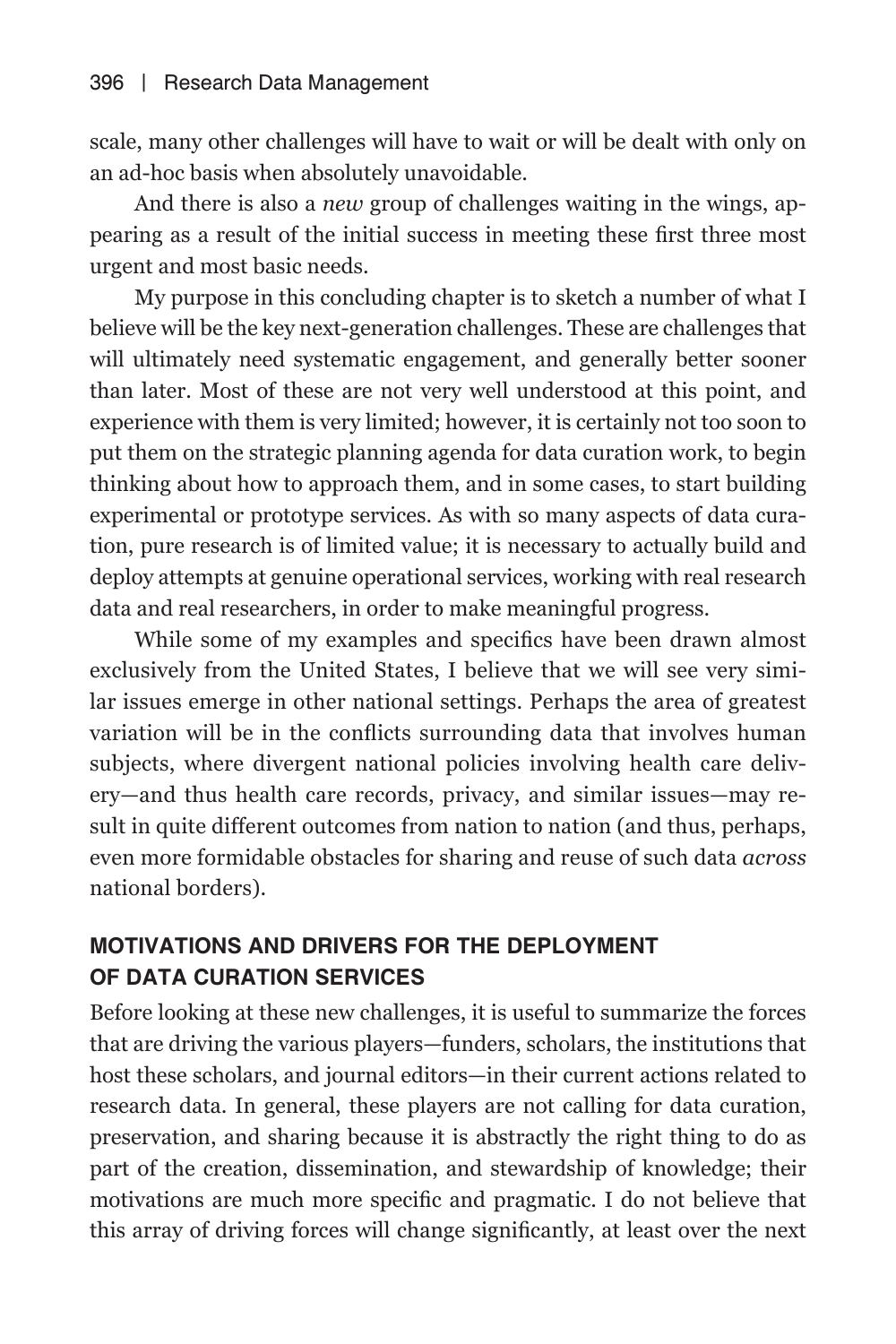scale, many other challenges will have to wait or will be dealt with only on an ad-hoc basis when absolutely unavoidable.

And there is also a *new* group of challenges waiting in the wings, appearing as a result of the initial success in meeting these first three most urgent and most basic needs.

My purpose in this concluding chapter is to sketch a number of what I believe will be the key next-generation challenges. These are challenges that will ultimately need systematic engagement, and generally better sooner than later. Most of these are not very well understood at this point, and experience with them is very limited; however, it is certainly not too soon to put them on the strategic planning agenda for data curation work, to begin thinking about how to approach them, and in some cases, to start building experimental or prototype services. As with so many aspects of data curation, pure research is of limited value; it is necessary to actually build and deploy attempts at genuine operational services, working with real research data and real researchers, in order to make meaningful progress.

While some of my examples and specifics have been drawn almost exclusively from the United States, I believe that we will see very similar issues emerge in other national settings. Perhaps the area of greatest variation will be in the conflicts surrounding data that involves human subjects, where divergent national policies involving health care delivery—and thus health care records, privacy, and similar issues—may result in quite different outcomes from nation to nation (and thus, perhaps, even more formidable obstacles for sharing and reuse of such data *across* national borders).

## MOTIVATIONS AND DRIVERS FOR THE DEPLOYMENT OF DATA CURATION SERVICES

Before looking at these new challenges, it is useful to summarize the forces that are driving the various players—funders, scholars, the institutions that host these scholars, and journal editors—in their current actions related to research data. In general, these players are not calling for data curation, preservation, and sharing because it is abstractly the right thing to do as part of the creation, dissemination, and stewardship of knowledge; their motivations are much more specific and pragmatic. I do not believe that this array of driving forces will change significantly, at least over the next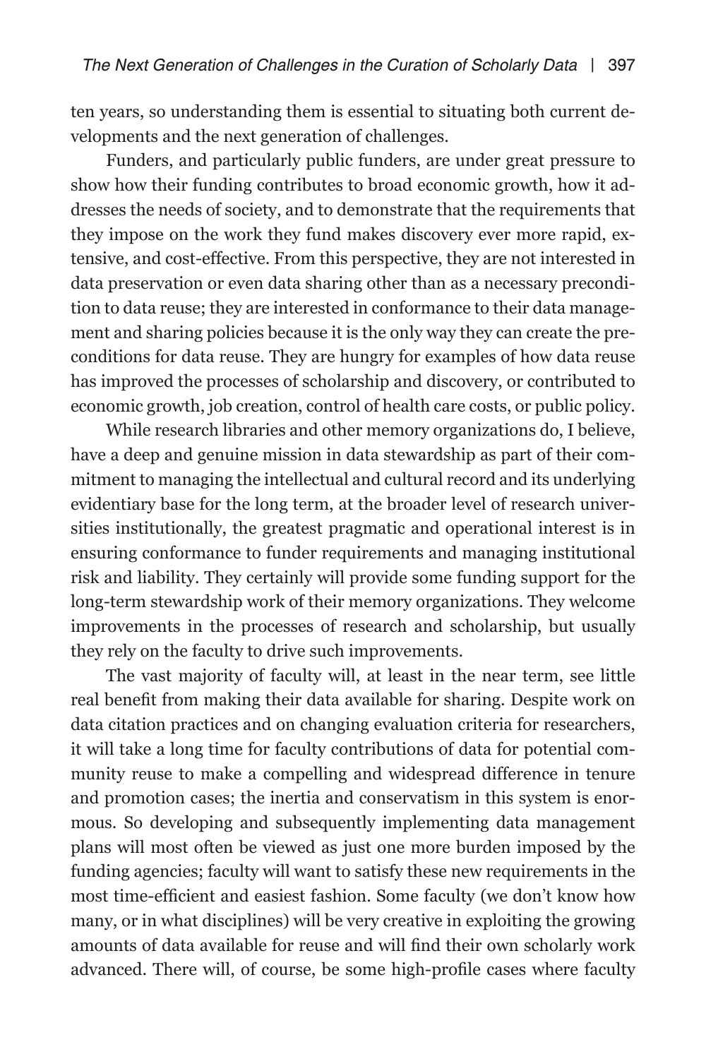ten years, so understanding them is essential to situating both current developments and the next generation of challenges.

Funders, and particularly public funders, are under great pressure to show how their funding contributes to broad economic growth, how it addresses the needs of society, and to demonstrate that the requirements that they impose on the work they fund makes discovery ever more rapid, extensive, and cost-effective. From this perspective, they are not interested in data preservation or even data sharing other than as a necessary precondition to data reuse; they are interested in conformance to their data management and sharing policies because it is the only way they can create the preconditions for data reuse. They are hungry for examples of how data reuse has improved the processes of scholarship and discovery, or contributed to economic growth, job creation, control of health care costs, or public policy.

While research libraries and other memory organizations do, I believe, have a deep and genuine mission in data stewardship as part of their commitment to managing the intellectual and cultural record and its underlying evidentiary base for the long term, at the broader level of research universities institutionally, the greatest pragmatic and operational interest is in ensuring conformance to funder requirements and managing institutional risk and liability. They certainly will provide some funding support for the long-term stewardship work of their memory organizations. They welcome improvements in the processes of research and scholarship, but usually they rely on the faculty to drive such improvements.

The vast majority of faculty will, at least in the near term, see little real benefit from making their data available for sharing. Despite work on data citation practices and on changing evaluation criteria for researchers, it will take a long time for faculty contributions of data for potential community reuse to make a compelling and widespread difference in tenure and promotion cases; the inertia and conservatism in this system is enormous. So developing and subsequently implementing data management plans will most often be viewed as just one more burden imposed by the funding agencies; faculty will want to satisfy these new requirements in the most time-efficient and easiest fashion. Some faculty (we don't know how many, or in what disciplines) will be very creative in exploiting the growing amounts of data available for reuse and will find their own scholarly work advanced. There will, of course, be some high-profile cases where faculty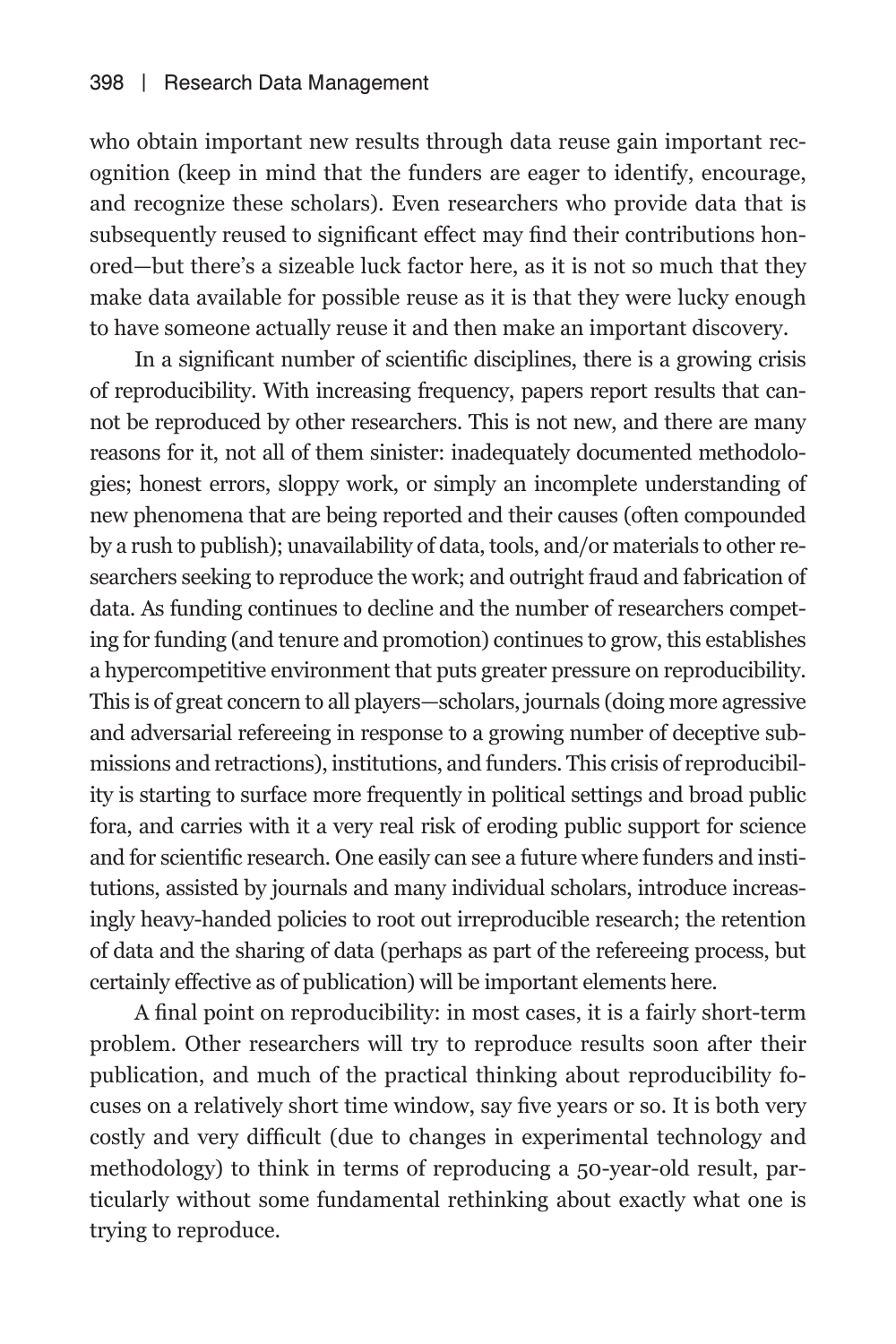who obtain important new results through data reuse gain important recognition (keep in mind that the funders are eager to identify, encourage, and recognize these scholars). Even researchers who provide data that is subsequently reused to significant effect may find their contributions honored—but there's a sizeable luck factor here, as it is not so much that they make data available for possible reuse as it is that they were lucky enough to have someone actually reuse it and then make an important discovery.

In a significant number of scientific disciplines, there is a growing crisis of reproducibility. With increasing frequency, papers report results that cannot be reproduced by other researchers. This is not new, and there are many reasons for it, not all of them sinister: inadequately documented methodologies; honest errors, sloppy work, or simply an incomplete understanding of new phenomena that are being reported and their causes (often compounded by a rush to publish); unavailability of data, tools, and/or materials to other researchers seeking to reproduce the work; and outright fraud and fabrication of data. As funding continues to decline and the number of researchers competing for funding (and tenure and promotion) continues to grow, this establishes a hypercompetitive environment that puts greater pressure on reproducibility. This is of great concern to all players—scholars, journals (doing more agressive and adversarial refereeing in response to a growing number of deceptive submissions and retractions), institutions, and funders. This crisis of reproducibility is starting to surface more frequently in political settings and broad public fora, and carries with it a very real risk of eroding public support for science and for scientific research. One easily can see a future where funders and institutions, assisted by journals and many individual scholars, introduce increasingly heavy-handed policies to root out irreproducible research; the retention of data and the sharing of data (perhaps as part of the refereeing process, but certainly effective as of publication) will be important elements here.

A final point on reproducibility: in most cases, it is a fairly short-term problem. Other researchers will try to reproduce results soon after their publication, and much of the practical thinking about reproducibility focuses on a relatively short time window, say five years or so. It is both very costly and very difficult (due to changes in experimental technology and methodology) to think in terms of reproducing a 50-year-old result, particularly without some fundamental rethinking about exactly what one is trying to reproduce.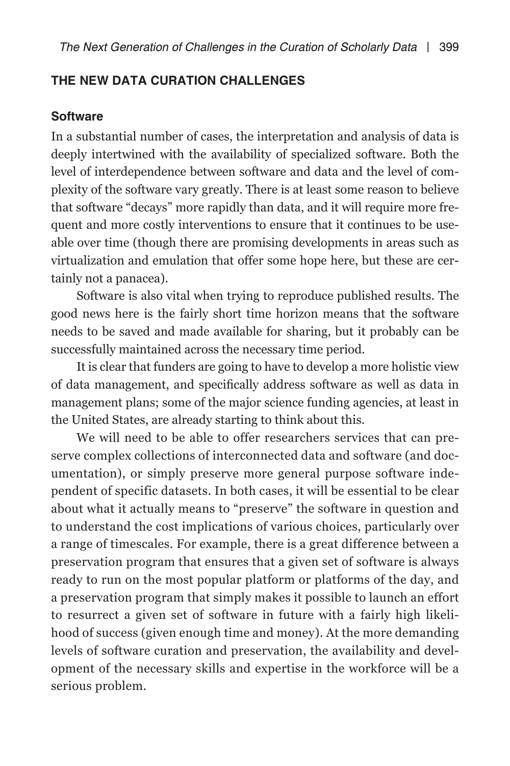## THE NEW DATA CURATION CHALLENGES

### Software

In a substantial number of cases, the interpretation and analysis of data is deeply intertwined with the availability of specialized software. Both the level of interdependence between software and data and the level of complexity of the software vary greatly. There is at least some reason to believe that software "decays" more rapidly than data, and it will require more frequent and more costly interventions to ensure that it continues to be useable over time (though there are promising developments in areas such as virtualization and emulation that offer some hope here, but these are certainly not a panacea).

Software is also vital when trying to reproduce published results. The good news here is the fairly short time horizon means that the software needs to be saved and made available for sharing, but it probably can be successfully maintained across the necessary time period.

It is clear that funders are going to have to develop a more holistic view of data management, and specifically address software as well as data in management plans; some of the major science funding agencies, at least in the United States, are already starting to think about this.

We will need to be able to offer researchers services that can preserve complex collections of interconnected data and software (and documentation), or simply preserve more general purpose software independent of specific datasets. In both cases, it will be essential to be clear about what it actually means to "preserve" the software in question and to understand the cost implications of various choices, particularly over a range of timescales. For example, there is a great difference between a preservation program that ensures that a given set of software is always ready to run on the most popular platform or platforms of the day, and a preservation program that simply makes it possible to launch an effort to resurrect a given set of software in future with a fairly high likelihood of success (given enough time and money). At the more demanding levels of software curation and preservation, the availability and development of the necessary skills and expertise in the workforce will be a serious problem.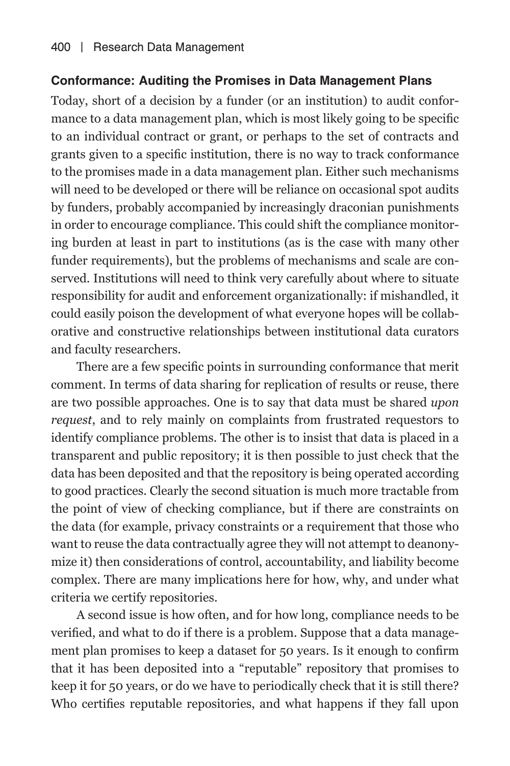## Conformance: Auditing the Promises in Data Management Plans

Today, short of a decision by a funder (or an institution) to audit conformance to a data management plan, which is most likely going to be specific to an individual contract or grant, or perhaps to the set of contracts and grants given to a specific institution, there is no way to track conformance to the promises made in a data management plan. Either such mechanisms will need to be developed or there will be reliance on occasional spot audits by funders, probably accompanied by increasingly draconian punishments in order to encourage compliance. This could shift the compliance monitoring burden at least in part to institutions (as is the case with many other funder requirements), but the problems of mechanisms and scale are conserved. Institutions will need to think very carefully about where to situate responsibility for audit and enforcement organizationally: if mishandled, it could easily poison the development of what everyone hopes will be collaborative and constructive relationships between institutional data curators and faculty researchers.

There are a few specific points in surrounding conformance that merit comment. In terms of data sharing for replication of results or reuse, there are two possible approaches. One is to say that data must be shared *upon request*, and to rely mainly on complaints from frustrated requestors to identify compliance problems. The other is to insist that data is placed in a transparent and public repository; it is then possible to just check that the data has been deposited and that the repository is being operated according to good practices. Clearly the second situation is much more tractable from the point of view of checking compliance, but if there are constraints on the data (for example, privacy constraints or a requirement that those who want to reuse the data contractually agree they will not attempt to deanonymize it) then considerations of control, accountability, and liability become complex. There are many implications here for how, why, and under what criteria we certify repositories.

A second issue is how often, and for how long, compliance needs to be verified, and what to do if there is a problem. Suppose that a data management plan promises to keep a dataset for 50 years. Is it enough to confirm that it has been deposited into a "reputable" repository that promises to keep it for 50 years, or do we have to periodically check that it is still there? Who certifies reputable repositories, and what happens if they fall upon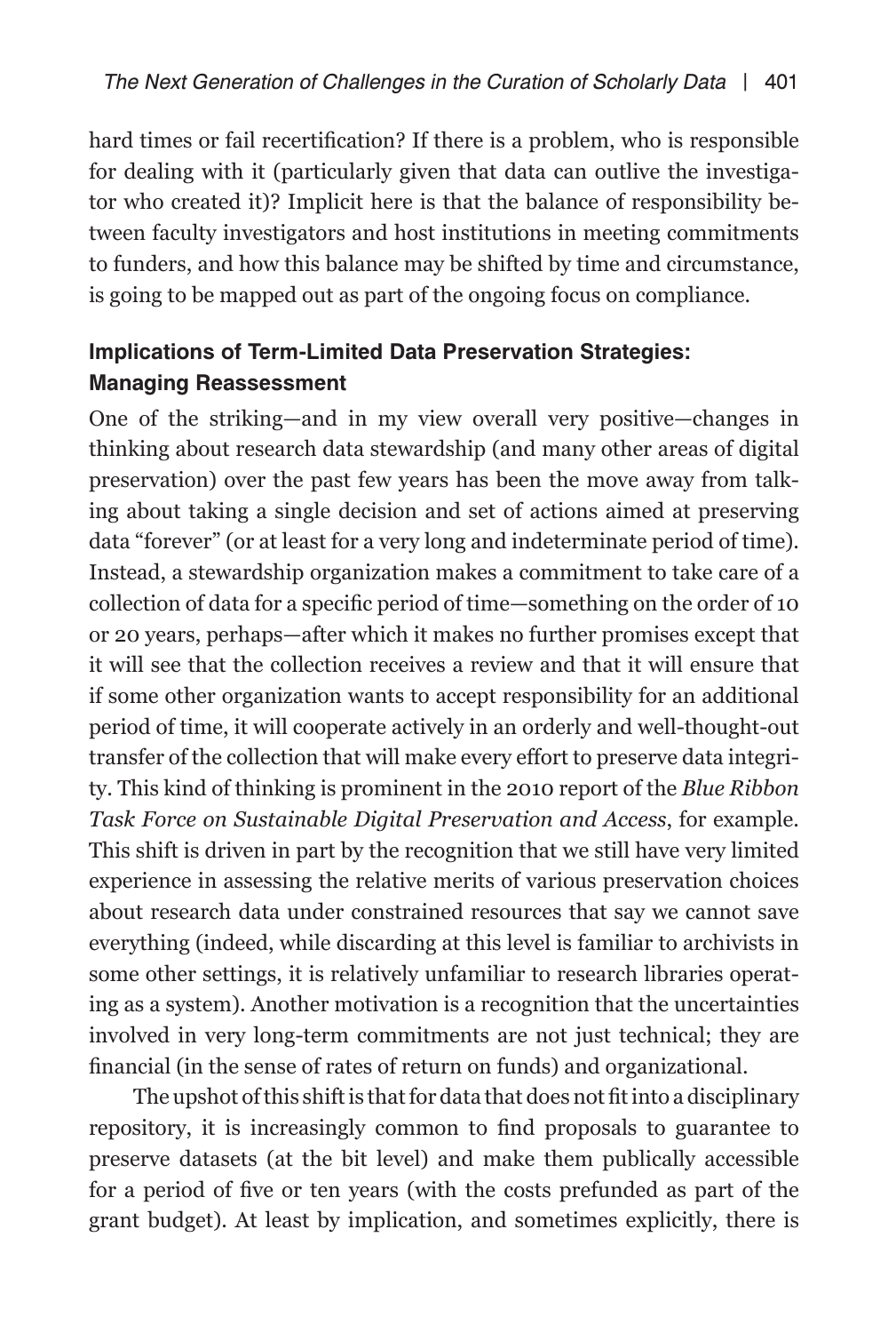hard times or fail recertification? If there is a problem, who is responsible for dealing with it (particularly given that data can outlive the investigator who created it)? Implicit here is that the balance of responsibility between faculty investigators and host institutions in meeting commitments to funders, and how this balance may be shifted by time and circumstance, is going to be mapped out as part of the ongoing focus on compliance.

### Implications of Term-Limited Data Preservation Strategies: Managing Reassessment

One of the striking—and in my view overall very positive—changes in thinking about research data stewardship (and many other areas of digital preservation) over the past few years has been the move away from talking about taking a single decision and set of actions aimed at preserving data "forever" (or at least for a very long and indeterminate period of time). Instead, a stewardship organization makes a commitment to take care of a collection of data for a specific period of time—something on the order of 10 or 20 years, perhaps—after which it makes no further promises except that it will see that the collection receives a review and that it will ensure that if some other organization wants to accept responsibility for an additional period of time, it will cooperate actively in an orderly and well-thought-out transfer of the collection that will make every effort to preserve data integrity. This kind of thinking is prominent in the 2010 report of the *Blue Ribbon Task Force on Sustainable Digital Preservation and Access*, for example. This shift is driven in part by the recognition that we still have very limited experience in assessing the relative merits of various preservation choices about research data under constrained resources that say we cannot save everything (indeed, while discarding at this level is familiar to archivists in some other settings, it is relatively unfamiliar to research libraries operating as a system). Another motivation is a recognition that the uncertainties involved in very long-term commitments are not just technical; they are financial (in the sense of rates of return on funds) and organizational.

The upshot of this shift is that for data that does not fit into a disciplinary repository, it is increasingly common to find proposals to guarantee to preserve datasets (at the bit level) and make them publically accessible for a period of five or ten years (with the costs prefunded as part of the grant budget). At least by implication, and sometimes explicitly, there is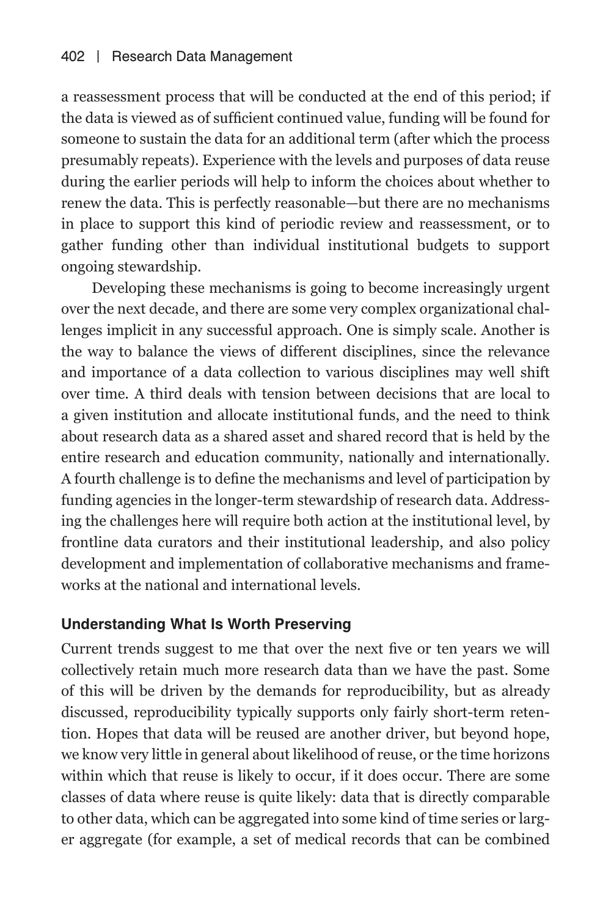a reassessment process that will be conducted at the end of this period; if the data is viewed as of sufficient continued value, funding will be found for someone to sustain the data for an additional term (after which the process presumably repeats). Experience with the levels and purposes of data reuse during the earlier periods will help to inform the choices about whether to renew the data. This is perfectly reasonable—but there are no mechanisms in place to support this kind of periodic review and reassessment, or to gather funding other than individual institutional budgets to support ongoing stewardship.

Developing these mechanisms is going to become increasingly urgent over the next decade, and there are some very complex organizational challenges implicit in any successful approach. One is simply scale. Another is the way to balance the views of different disciplines, since the relevance and importance of a data collection to various disciplines may well shift over time. A third deals with tension between decisions that are local to a given institution and allocate institutional funds, and the need to think about research data as a shared asset and shared record that is held by the entire research and education community, nationally and internationally. A fourth challenge is to define the mechanisms and level of participation by funding agencies in the longer-term stewardship of research data. Addressing the challenges here will require both action at the institutional level, by frontline data curators and their institutional leadership, and also policy development and implementation of collaborative mechanisms and frameworks at the national and international levels.

### Understanding What Is Worth Preserving

Current trends suggest to me that over the next five or ten years we will collectively retain much more research data than we have the past. Some of this will be driven by the demands for reproducibility, but as already discussed, reproducibility typically supports only fairly short-term retention. Hopes that data will be reused are another driver, but beyond hope, we know very little in general about likelihood of reuse, or the time horizons within which that reuse is likely to occur, if it does occur. There are some classes of data where reuse is quite likely: data that is directly comparable to other data, which can be aggregated into some kind of time series or larger aggregate (for example, a set of medical records that can be combined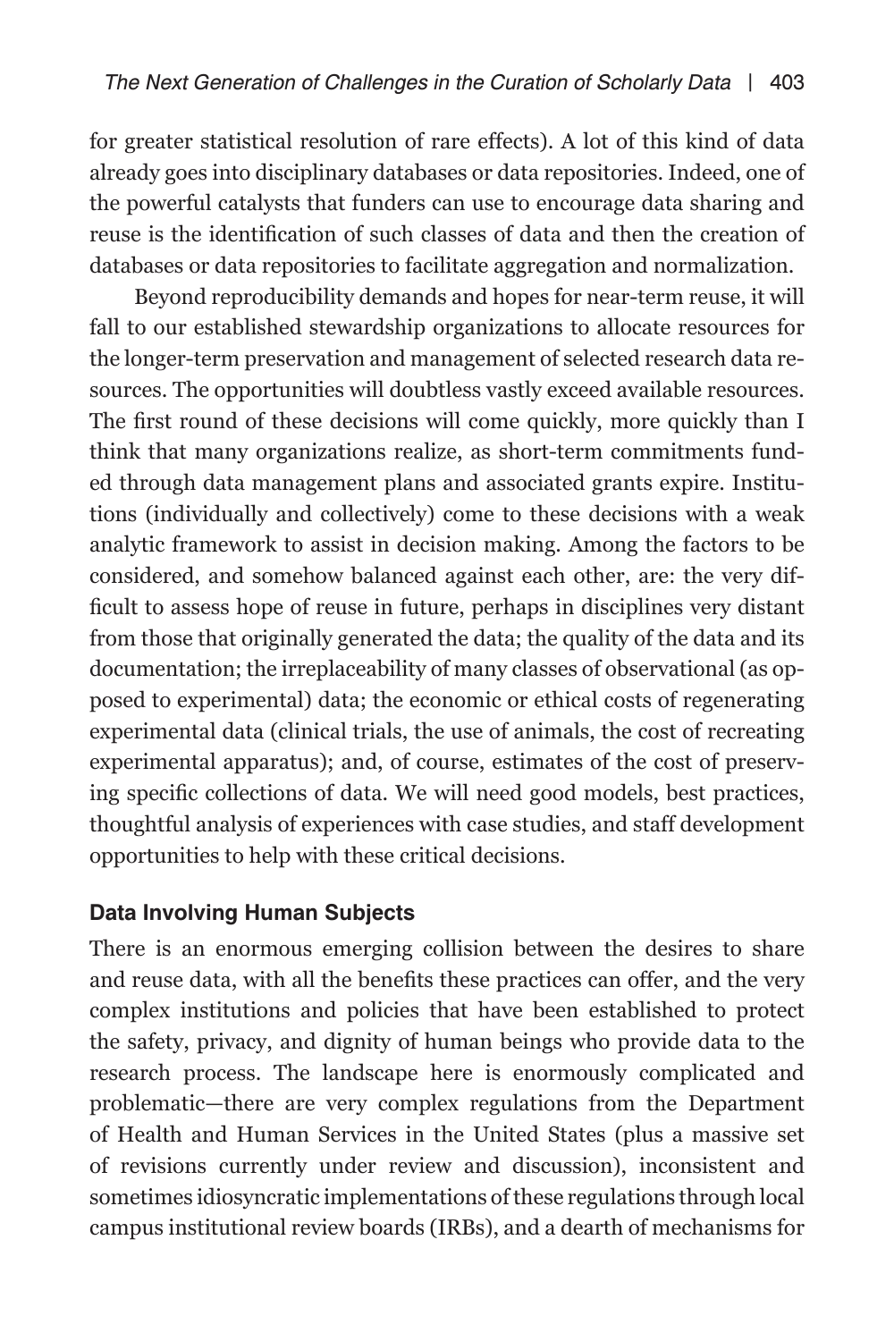for greater statistical resolution of rare effects). A lot of this kind of data already goes into disciplinary databases or data repositories. Indeed, one of the powerful catalysts that funders can use to encourage data sharing and reuse is the identification of such classes of data and then the creation of databases or data repositories to facilitate aggregation and normalization.

Beyond reproducibility demands and hopes for near-term reuse, it will fall to our established stewardship organizations to allocate resources for the longer-term preservation and management of selected research data resources. The opportunities will doubtless vastly exceed available resources. The first round of these decisions will come quickly, more quickly than I think that many organizations realize, as short-term commitments funded through data management plans and associated grants expire. Institutions (individually and collectively) come to these decisions with a weak analytic framework to assist in decision making. Among the factors to be considered, and somehow balanced against each other, are: the very difficult to assess hope of reuse in future, perhaps in disciplines very distant from those that originally generated the data; the quality of the data and its documentation; the irreplaceability of many classes of observational (as opposed to experimental) data; the economic or ethical costs of regenerating experimental data (clinical trials, the use of animals, the cost of recreating experimental apparatus); and, of course, estimates of the cost of preserving specific collections of data. We will need good models, best practices, thoughtful analysis of experiences with case studies, and staff development opportunities to help with these critical decisions.

### Data Involving Human Subjects

There is an enormous emerging collision between the desires to share and reuse data, with all the benefits these practices can offer, and the very complex institutions and policies that have been established to protect the safety, privacy, and dignity of human beings who provide data to the research process. The landscape here is enormously complicated and problematic—there are very complex regulations from the Department of Health and Human Services in the United States (plus a massive set of revisions currently under review and discussion), inconsistent and sometimes idiosyncratic implementations of these regulations through local campus institutional review boards (IRBs), and a dearth of mechanisms for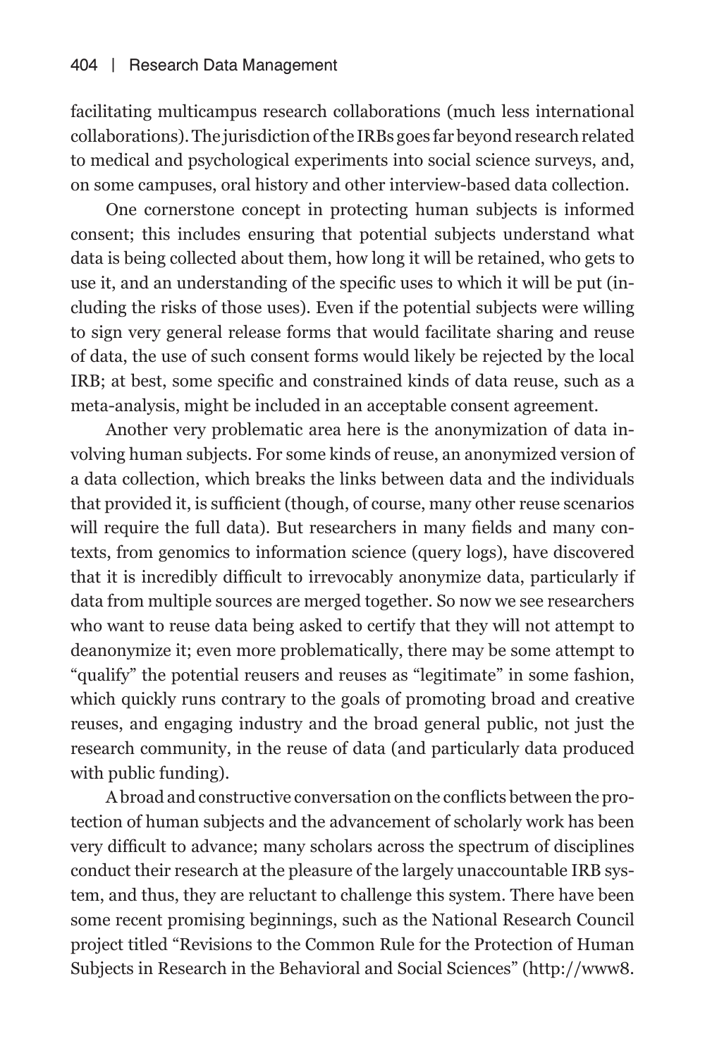facilitating multicampus research collaborations (much less international collaborations). The jurisdiction of the IRBs goes far beyond research related to medical and psychological experiments into social science surveys, and, on some campuses, oral history and other interview-based data collection.

One cornerstone concept in protecting human subjects is informed consent; this includes ensuring that potential subjects understand what data is being collected about them, how long it will be retained, who gets to use it, and an understanding of the specific uses to which it will be put (including the risks of those uses). Even if the potential subjects were willing to sign very general release forms that would facilitate sharing and reuse of data, the use of such consent forms would likely be rejected by the local IRB; at best, some specific and constrained kinds of data reuse, such as a meta-analysis, might be included in an acceptable consent agreement.

Another very problematic area here is the anonymization of data involving human subjects. For some kinds of reuse, an anonymized version of a data collection, which breaks the links between data and the individuals that provided it, is sufficient (though, of course, many other reuse scenarios will require the full data). But researchers in many fields and many contexts, from genomics to information science (query logs), have discovered that it is incredibly difficult to irrevocably anonymize data, particularly if data from multiple sources are merged together. So now we see researchers who want to reuse data being asked to certify that they will not attempt to deanonymize it; even more problematically, there may be some attempt to "qualify" the potential reusers and reuses as "legitimate" in some fashion, which quickly runs contrary to the goals of promoting broad and creative reuses, and engaging industry and the broad general public, not just the research community, in the reuse of data (and particularly data produced with public funding).

A broad and constructive conversation on the conflicts between the protection of human subjects and the advancement of scholarly work has been very difficult to advance; many scholars across the spectrum of disciplines conduct their research at the pleasure of the largely unaccountable IRB system, and thus, they are reluctant to challenge this system. There have been some recent promising beginnings, such as the National Research Council project titled "Revisions to the Common Rule for the Protection of Human Subjects in Research in the Behavioral and Social Sciences" (http://www8.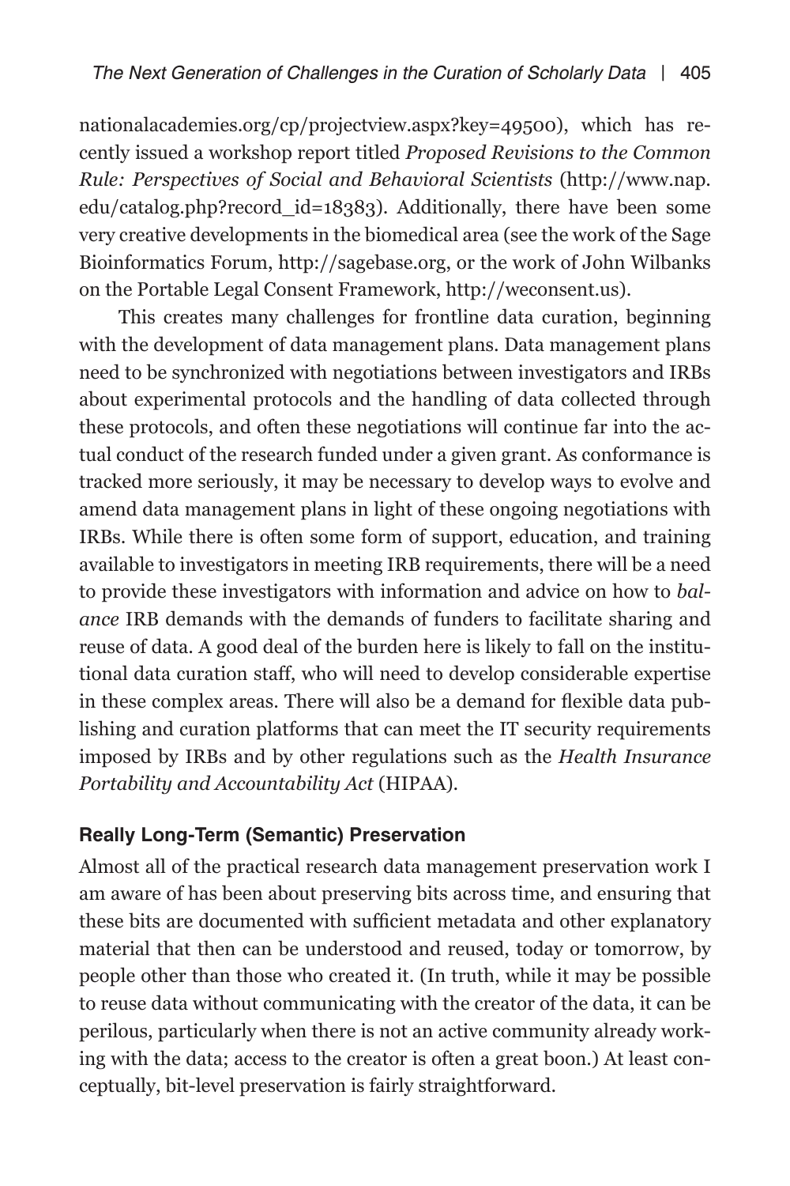nationalacademies.org/cp/projectview.aspx?key=49500), which has recently issued a workshop report titled *Proposed Revisions to the Common Rule: Perspectives of Social and Behavioral Scientists* (http://www.nap.edu/catalog.php?record_id=18383). Additionally, there have been some very creative developments in the biomedical area (see the work of the Sage Bioinformatics Forum, http://sagebase.org, or the work of John Wilbanks on the Portable Legal Consent Framework, http://weconsent.us).

This creates many challenges for frontline data curation, beginning with the development of data management plans. Data management plans need to be synchronized with negotiations between investigators and IRBs about experimental protocols and the handling of data collected through these protocols, and often these negotiations will continue far into the actual conduct of the research funded under a given grant. As conformance is tracked more seriously, it may be necessary to develop ways to evolve and amend data management plans in light of these ongoing negotiations with IRBs. While there is often some form of support, education, and training available to investigators in meeting IRB requirements, there will be a need to provide these investigators with information and advice on how to *balance* IRB demands with the demands of funders to facilitate sharing and reuse of data. A good deal of the burden here is likely to fall on the institutional data curation staff, who will need to develop considerable expertise in these complex areas. There will also be a demand for flexible data publishing and curation platforms that can meet the IT security requirements imposed by IRBs and by other regulations such as the *Health Insurance Portability and Accountability Act* (HIPAA).

## Really Long-Term (Semantic) Preservation

Almost all of the practical research data management preservation work I am aware of has been about preserving bits across time, and ensuring that these bits are documented with sufficient metadata and other explanatory material that then can be understood and reused, today or tomorrow, by people other than those who created it. (In truth, while it may be possible to reuse data without communicating with the creator of the data, it can be perilous, particularly when there is not an active community already working with the data; access to the creator is often a great boon.) At least conceptually, bit-level preservation is fairly straightforward.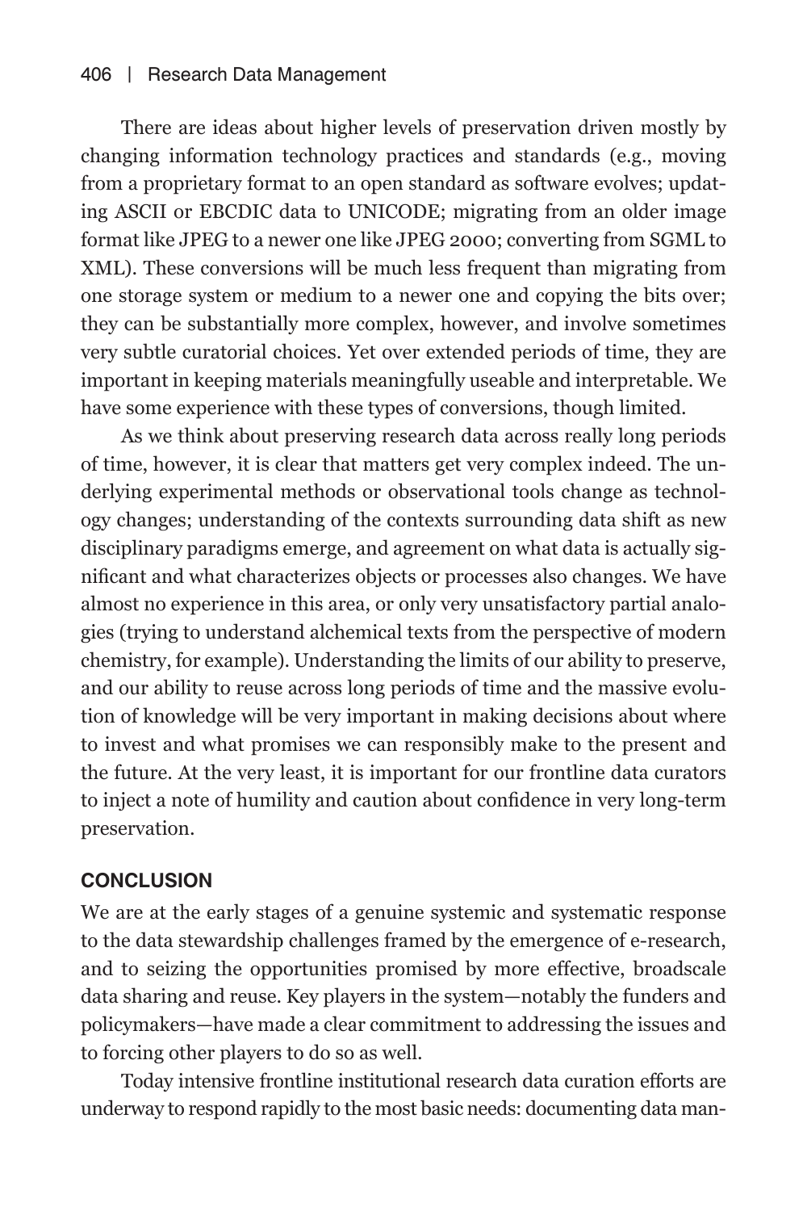There are ideas about higher levels of preservation driven mostly by changing information technology practices and standards (e.g., moving from a proprietary format to an open standard as software evolves; updating ASCII or EBCDIC data to UNICODE; migrating from an older image format like JPEG to a newer one like JPEG 2000; converting from SGML to XML). These conversions will be much less frequent than migrating from one storage system or medium to a newer one and copying the bits over; they can be substantially more complex, however, and involve sometimes very subtle curatorial choices. Yet over extended periods of time, they are important in keeping materials meaningfully useable and interpretable. We have some experience with these types of conversions, though limited.

As we think about preserving research data across really long periods of time, however, it is clear that matters get very complex indeed. The underlying experimental methods or observational tools change as technology changes; understanding of the contexts surrounding data shift as new disciplinary paradigms emerge, and agreement on what data is actually significant and what characterizes objects or processes also changes. We have almost no experience in this area, or only very unsatisfactory partial analogies (trying to understand alchemical texts from the perspective of modern chemistry, for example). Understanding the limits of our ability to preserve, and our ability to reuse across long periods of time and the massive evolution of knowledge will be very important in making decisions about where to invest and what promises we can responsibly make to the present and the future. At the very least, it is important for our frontline data curators to inject a note of humility and caution about confidence in very long-term preservation.

## CONCLUSION

We are at the early stages of a genuine systemic and systematic response to the data stewardship challenges framed by the emergence of e-research, and to seizing the opportunities promised by more effective, broadscale data sharing and reuse. Key players in the system—notably the funders and policymakers—have made a clear commitment to addressing the issues and to forcing other players to do so as well.

Today intensive frontline institutional research data curation efforts are underway to respond rapidly to the most basic needs: documenting data man-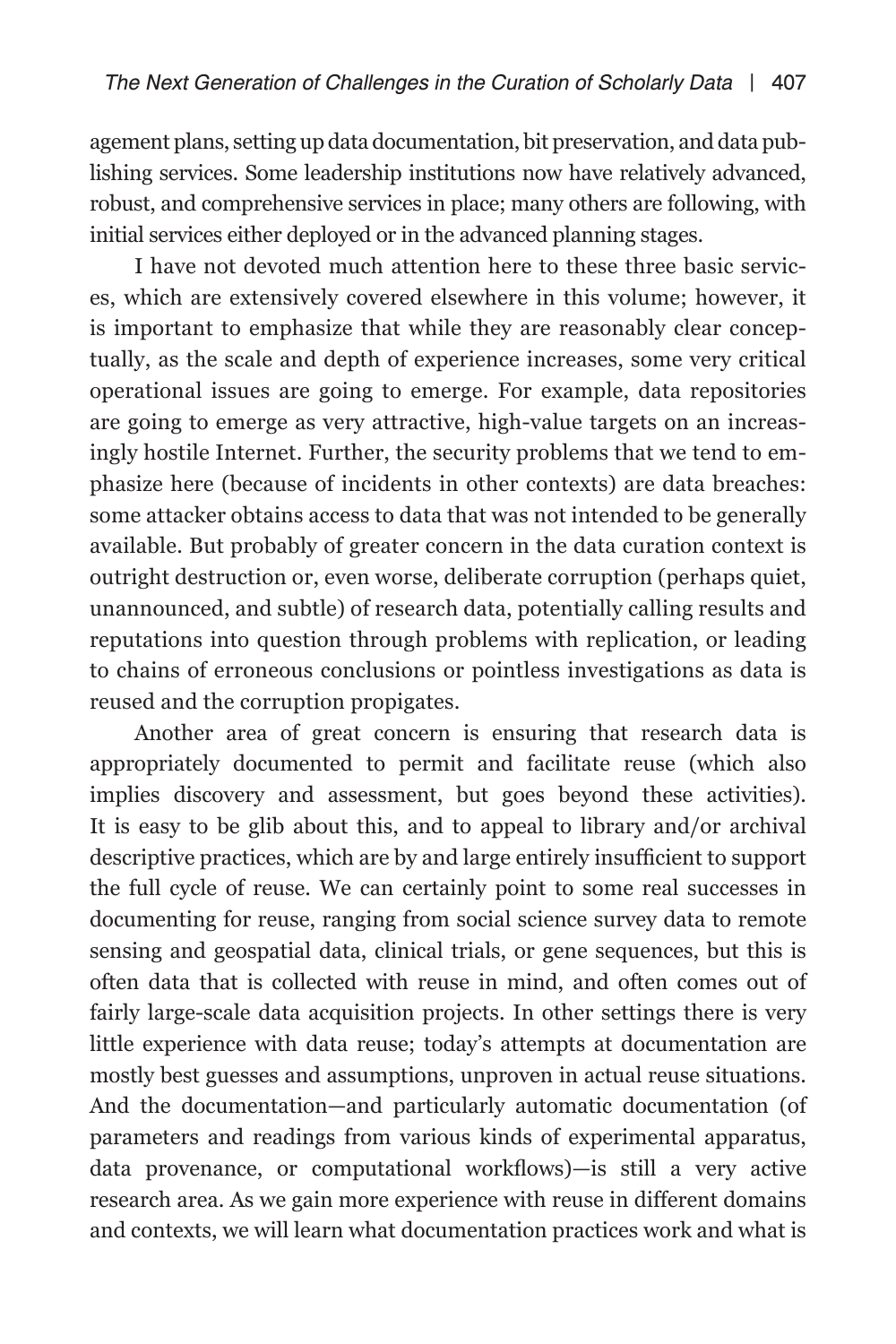agement plans, setting up data documentation, bit preservation, and data publishing services. Some leadership institutions now have relatively advanced, robust, and comprehensive services in place; many others are following, with initial services either deployed or in the advanced planning stages.

I have not devoted much attention here to these three basic services, which are extensively covered elsewhere in this volume; however, it is important to emphasize that while they are reasonably clear conceptually, as the scale and depth of experience increases, some very critical operational issues are going to emerge. For example, data repositories are going to emerge as very attractive, high-value targets on an increasingly hostile Internet. Further, the security problems that we tend to emphasize here (because of incidents in other contexts) are data breaches: some attacker obtains access to data that was not intended to be generally available. But probably of greater concern in the data curation context is outright destruction or, even worse, deliberate corruption (perhaps quiet, unannounced, and subtle) of research data, potentially calling results and reputations into question through problems with replication, or leading to chains of erroneous conclusions or pointless investigations as data is reused and the corruption propigates.

Another area of great concern is ensuring that research data is appropriately documented to permit and facilitate reuse (which also implies discovery and assessment, but goes beyond these activities). It is easy to be glib about this, and to appeal to library and/or archival descriptive practices, which are by and large entirely insufficient to support the full cycle of reuse. We can certainly point to some real successes in documenting for reuse, ranging from social science survey data to remote sensing and geospatial data, clinical trials, or gene sequences, but this is often data that is collected with reuse in mind, and often comes out of fairly large-scale data acquisition projects. In other settings there is very little experience with data reuse; today's attempts at documentation are mostly best guesses and assumptions, unproven in actual reuse situations. And the documentation—and particularly automatic documentation (of parameters and readings from various kinds of experimental apparatus, data provenance, or computational workflows)—is still a very active research area. As we gain more experience with reuse in different domains and contexts, we will learn what documentation practices work and what is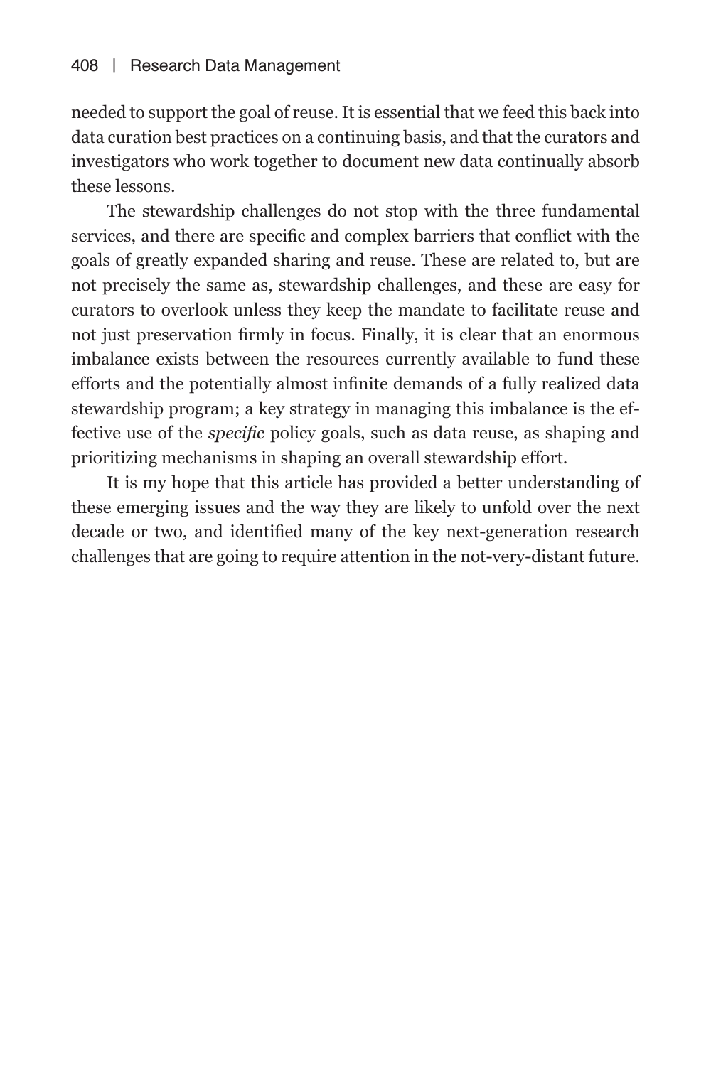needed to support the goal of reuse. It is essential that we feed this back into data curation best practices on a continuing basis, and that the curators and investigators who work together to document new data continually absorb these lessons.

The stewardship challenges do not stop with the three fundamental services, and there are specific and complex barriers that conflict with the goals of greatly expanded sharing and reuse. These are related to, but are not precisely the same as, stewardship challenges, and these are easy for curators to overlook unless they keep the mandate to facilitate reuse and not just preservation firmly in focus. Finally, it is clear that an enormous imbalance exists between the resources currently available to fund these efforts and the potentially almost infinite demands of a fully realized data stewardship program; a key strategy in managing this imbalance is the effective use of the *specific* policy goals, such as data reuse, as shaping and prioritizing mechanisms in shaping an overall stewardship effort.

It is my hope that this article has provided a better understanding of these emerging issues and the way they are likely to unfold over the next decade or two, and identified many of the key next-generation research challenges that are going to require attention in the not-very-distant future.